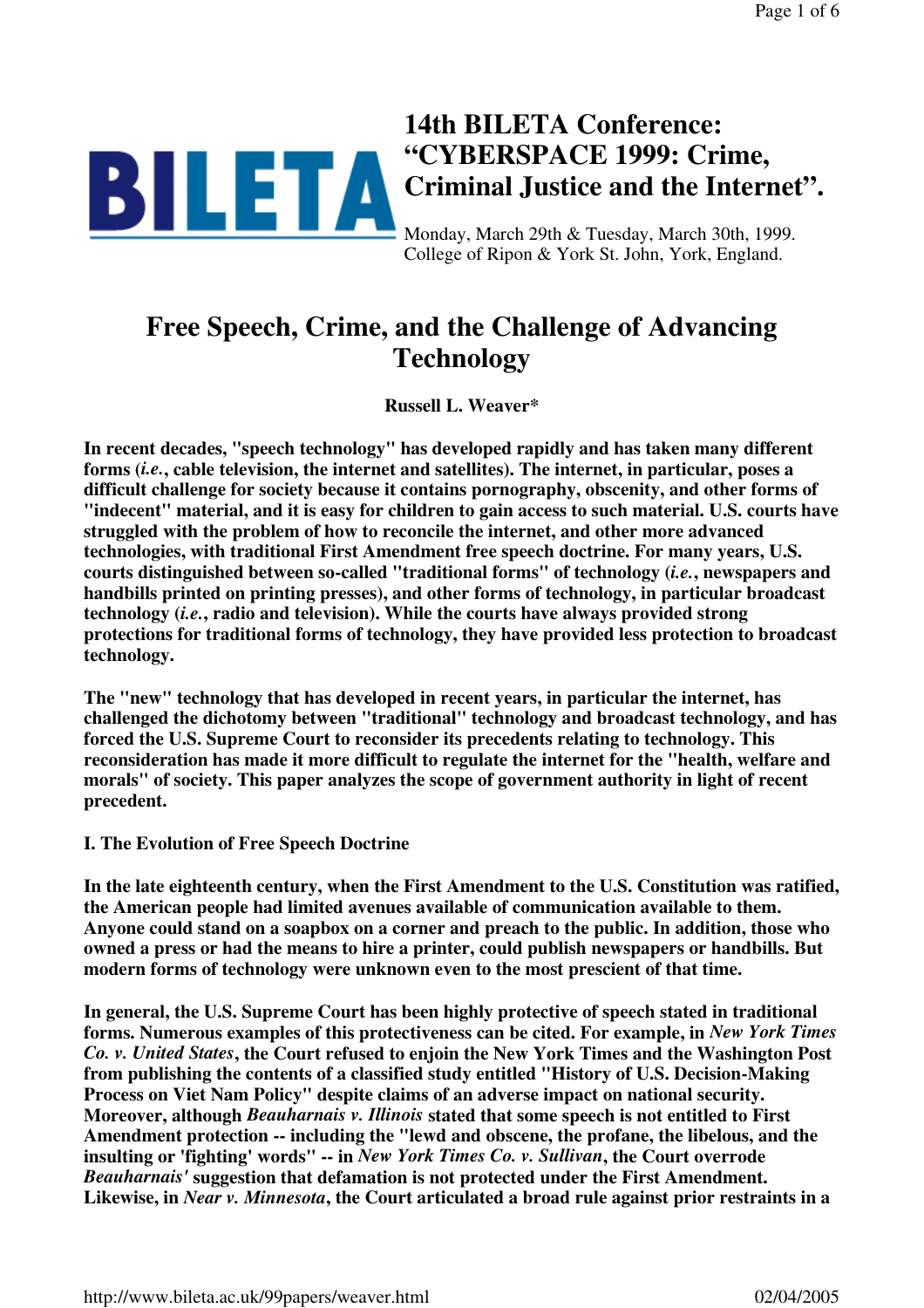# 14th BILETA Conference: "CYBERSPACE 1999: Crime, Criminal Justice and the Internet".

Monday, March 29th & Tuesday, March 30th, 1999.
College of Ripon & York St. John, York, England.

## Free Speech, Crime, and the Challenge of Advancing Technology

**Russell L. Weaver***

**In recent decades, "speech technology" has developed rapidly and has taken many different forms (*i.e.*, cable television, the internet and satellites). The internet, in particular, poses a difficult challenge for society because it contains pornography, obscenity, and other forms of "indecent" material, and it is easy for children to gain access to such material. U.S. courts have struggled with the problem of how to reconcile the internet, and other more advanced technologies, with traditional First Amendment free speech doctrine. For many years, U.S. courts distinguished between so-called "traditional forms" of technology (*i.e.*, newspapers and handbills printed on printing presses), and other forms of technology, in particular broadcast technology (*i.e.*, radio and television). While the courts have always provided strong protections for traditional forms of technology, they have provided less protection to broadcast technology.**

**The "new" technology that has developed in recent years, in particular the internet, has challenged the dichotomy between "traditional" technology and broadcast technology, and has forced the U.S. Supreme Court to reconsider its precedents relating to technology. This reconsideration has made it more difficult to regulate the internet for the "health, welfare and morals" of society. This paper analyzes the scope of government authority in light of recent precedent.**

### I. The Evolution of Free Speech Doctrine

**In the late eighteenth century, when the First Amendment to the U.S. Constitution was ratified, the American people had limited avenues available of communication available to them. Anyone could stand on a soapbox on a corner and preach to the public. In addition, those who owned a press or had the means to hire a printer, could publish newspapers or handbills. But modern forms of technology were unknown even to the most prescient of that time.**

**In general, the U.S. Supreme Court has been highly protective of speech stated in traditional forms. Numerous examples of this protectiveness can be cited. For example, in *New York Times Co. v. United States*, the Court refused to enjoin the New York Times and the Washington Post from publishing the contents of a classified study entitled "History of U.S. Decision-Making Process on Viet Nam Policy" despite claims of an adverse impact on national security. Moreover, although *Beauharnais v. Illinois* stated that some speech is not entitled to First Amendment protection -- including the "lewd and obscene, the profane, the libelous, and the insulting or 'fighting' words" -- in *New York Times Co. v. Sullivan*, the Court overrode *Beauharnais'* suggestion that defamation is not protected under the First Amendment. Likewise, in *Near v. Minnesota*, the Court articulated a broad rule against prior restraints in a**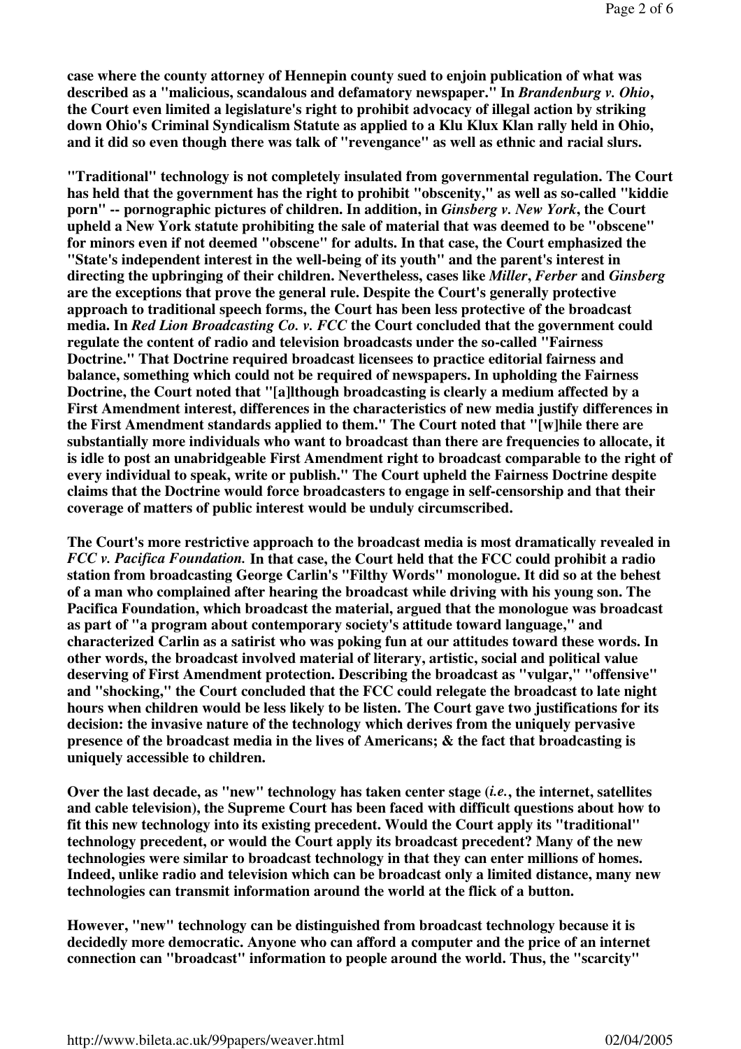**case where the county attorney of Hennepin county sued to enjoin publication of what was described as a "malicious, scandalous and defamatory newspaper." In *Brandenburg v. Ohio*, the Court even limited a legislature's right to prohibit advocacy of illegal action by striking down Ohio's Criminal Syndicalism Statute as applied to a Klu Klux Klan rally held in Ohio, and it did so even though there was talk of "revengance" as well as ethnic and racial slurs.**

**"Traditional" technology is not completely insulated from governmental regulation. The Court has held that the government has the right to prohibit "obscenity," as well as so-called "kiddie porn" -- pornographic pictures of children. In addition, in *Ginsberg v. New York*, the Court upheld a New York statute prohibiting the sale of material that was deemed to be "obscene" for minors even if not deemed "obscene" for adults. In that case, the Court emphasized the "State's independent interest in the well-being of its youth" and the parent's interest in directing the upbringing of their children. Nevertheless, cases like *Miller*, *Ferber* and *Ginsberg* are the exceptions that prove the general rule. Despite the Court's generally protective approach to traditional speech forms, the Court has been less protective of the broadcast media. In *Red Lion Broadcasting Co. v. FCC* the Court concluded that the government could regulate the content of radio and television broadcasts under the so-called "Fairness Doctrine." That Doctrine required broadcast licensees to practice editorial fairness and balance, something which could not be required of newspapers. In upholding the Fairness Doctrine, the Court noted that "[a]lthough broadcasting is clearly a medium affected by a First Amendment interest, differences in the characteristics of new media justify differences in the First Amendment standards applied to them." The Court noted that "[w]hile there are substantially more individuals who want to broadcast than there are frequencies to allocate, it is idle to post an unabridgeable First Amendment right to broadcast comparable to the right of every individual to speak, write or publish." The Court upheld the Fairness Doctrine despite claims that the Doctrine would force broadcasters to engage in self-censorship and that their coverage of matters of public interest would be unduly circumscribed.**

**The Court's more restrictive approach to the broadcast media is most dramatically revealed in *FCC v. Pacifica Foundation.* In that case, the Court held that the FCC could prohibit a radio station from broadcasting George Carlin's "Filthy Words" monologue. It did so at the behest of a man who complained after hearing the broadcast while driving with his young son. The Pacifica Foundation, which broadcast the material, argued that the monologue was broadcast as part of "a program about contemporary society's attitude toward language," and characterized Carlin as a satirist who was poking fun at our attitudes toward these words. In other words, the broadcast involved material of literary, artistic, social and political value deserving of First Amendment protection. Describing the broadcast as "vulgar," "offensive" and "shocking," the Court concluded that the FCC could relegate the broadcast to late night hours when children would be less likely to be listen. The Court gave two justifications for its decision: the invasive nature of the technology which derives from the uniquely pervasive presence of the broadcast media in the lives of Americans; & the fact that broadcasting is uniquely accessible to children.**

**Over the last decade, as "new" technology has taken center stage (*i.e.*, the internet, satellites and cable television), the Supreme Court has been faced with difficult questions about how to fit this new technology into its existing precedent. Would the Court apply its "traditional" technology precedent, or would the Court apply its broadcast precedent? Many of the new technologies were similar to broadcast technology in that they can enter millions of homes. Indeed, unlike radio and television which can be broadcast only a limited distance, many new technologies can transmit information around the world at the flick of a button.**

**However, "new" technology can be distinguished from broadcast technology because it is decidedly more democratic. Anyone who can afford a computer and the price of an internet connection can "broadcast" information to people around the world. Thus, the "scarcity"**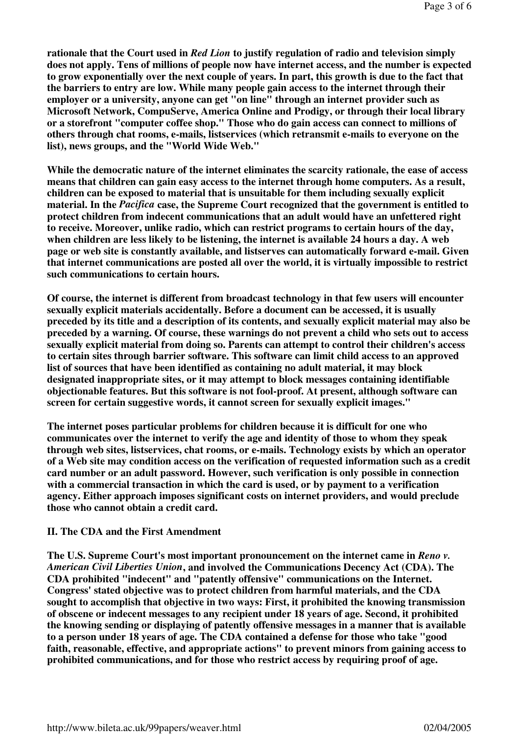**rationale that the Court used in *Red Lion* to justify regulation of radio and television simply does not apply. Tens of millions of people now have internet access, and the number is expected to grow exponentially over the next couple of years. In part, this growth is due to the fact that the barriers to entry are low. While many people gain access to the internet through their employer or a university, anyone can get "on line" through an internet provider such as Microsoft Network, CompuServe, America Online and Prodigy, or through their local library or a storefront "computer coffee shop." Those who do gain access can connect to millions of others through chat rooms, e-mails, listservices (which retransmit e-mails to everyone on the list), news groups, and the "World Wide Web."**

**While the democratic nature of the internet eliminates the scarcity rationale, the ease of access means that children can gain easy access to the internet through home computers. As a result, children can be exposed to material that is unsuitable for them including sexually explicit material. In the *Pacifica* case, the Supreme Court recognized that the government is entitled to protect children from indecent communications that an adult would have an unfettered right to receive. Moreover, unlike radio, which can restrict programs to certain hours of the day, when children are less likely to be listening, the internet is available 24 hours a day. A web page or web site is constantly available, and listserves can automatically forward e-mail. Given that internet communications are posted all over the world, it is virtually impossible to restrict such communications to certain hours.**

**Of course, the internet is different from broadcast technology in that few users will encounter sexually explicit materials accidentally. Before a document can be accessed, it is usually preceded by its title and a description of its contents, and sexually explicit material may also be preceded by a warning. Of course, these warnings do not prevent a child who sets out to access sexually explicit material from doing so. Parents can attempt to control their children's access to certain sites through barrier software. This software can limit child access to an approved list of sources that have been identified as containing no adult material, it may block designated inappropriate sites, or it may attempt to block messages containing identifiable objectionable features. But this software is not fool-proof. At present, although software can screen for certain suggestive words, it cannot screen for sexually explicit images."**

**The internet poses particular problems for children because it is difficult for one who communicates over the internet to verify the age and identity of those to whom they speak through web sites, listservices, chat rooms, or e-mails. Technology exists by which an operator of a Web site may condition access on the verification of requested information such as a credit card number or an adult password. However, such verification is only possible in connection with a commercial transaction in which the card is used, or by payment to a verification agency. Either approach imposes significant costs on internet providers, and would preclude those who cannot obtain a credit card.**

## II. The CDA and the First Amendment

**The U.S. Supreme Court's most important pronouncement on the internet came in *Reno v. American Civil Liberties Union*, and involved the Communications Decency Act (CDA). The CDA prohibited "indecent" and "patently offensive" communications on the Internet. Congress' stated objective was to protect children from harmful materials, and the CDA sought to accomplish that objective in two ways: First, it prohibited the knowing transmission of obscene or indecent messages to any recipient under 18 years of age. Second, it prohibited the knowing sending or displaying of patently offensive messages in a manner that is available to a person under 18 years of age. The CDA contained a defense for those who take "good faith, reasonable, effective, and appropriate actions" to prevent minors from gaining access to prohibited communications, and for those who restrict access by requiring proof of age.**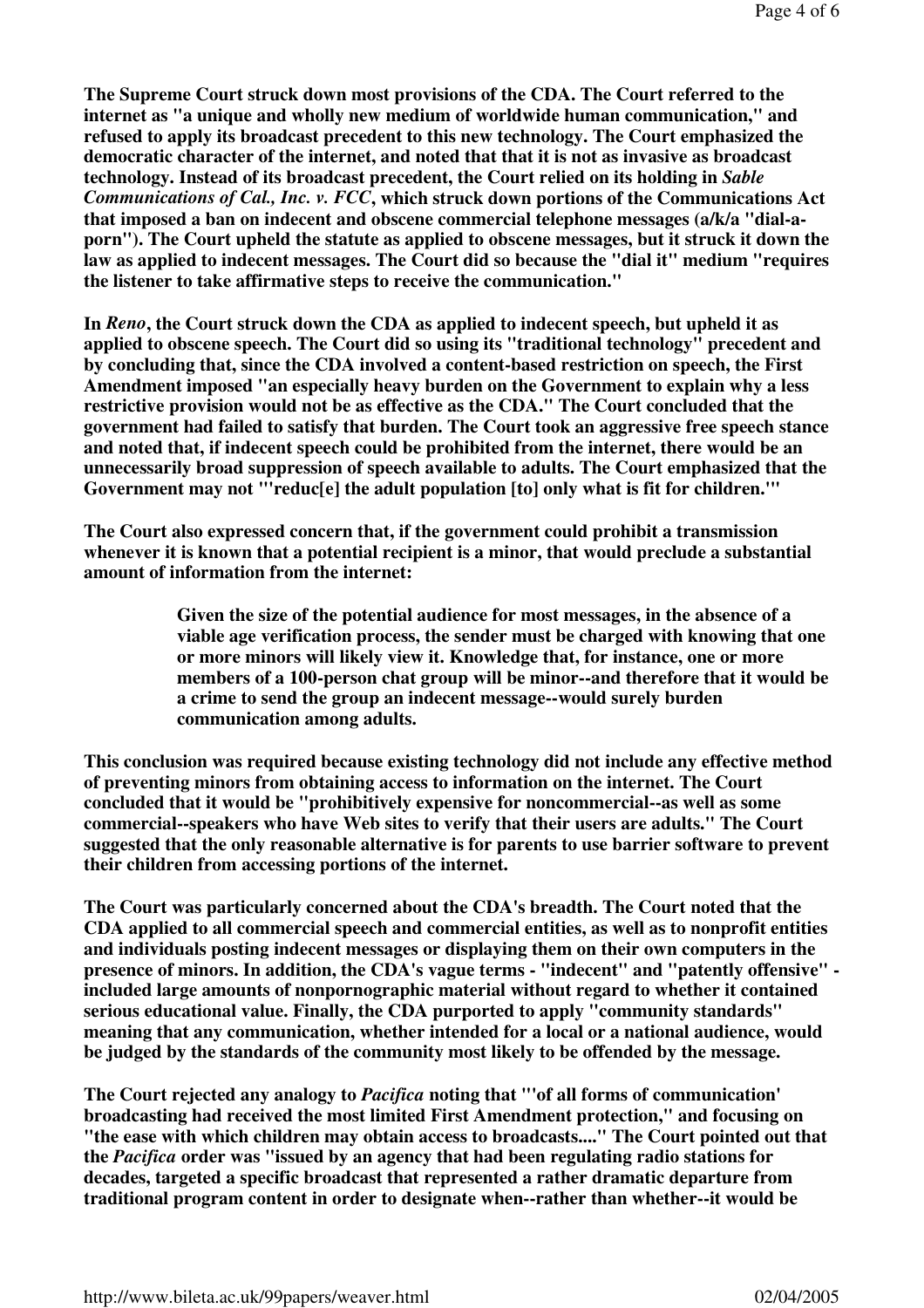**The Supreme Court struck down most provisions of the CDA. The Court referred to the internet as "a unique and wholly new medium of worldwide human communication," and refused to apply its broadcast precedent to this new technology. The Court emphasized the democratic character of the internet, and noted that that it is not as invasive as broadcast technology. Instead of its broadcast precedent, the Court relied on its holding in *Sable Communications of Cal., Inc. v. FCC*, which struck down portions of the Communications Act that imposed a ban on indecent and obscene commercial telephone messages (a/k/a "dial-a-porn"). The Court upheld the statute as applied to obscene messages, but it struck it down the law as applied to indecent messages. The Court did so because the "dial it" medium "requires the listener to take affirmative steps to receive the communication."**

**In *Reno*, the Court struck down the CDA as applied to indecent speech, but upheld it as applied to obscene speech. The Court did so using its "traditional technology" precedent and by concluding that, since the CDA involved a content-based restriction on speech, the First Amendment imposed "an especially heavy burden on the Government to explain why a less restrictive provision would not be as effective as the CDA." The Court concluded that the government had failed to satisfy that burden. The Court took an aggressive free speech stance and noted that, if indecent speech could be prohibited from the internet, there would be an unnecessarily broad suppression of speech available to adults. The Court emphasized that the Government may not "'reduc[e] the adult population [to] only what is fit for children.'"**

**The Court also expressed concern that, if the government could prohibit a transmission whenever it is known that a potential recipient is a minor, that would preclude a substantial amount of information from the internet:**

> **Given the size of the potential audience for most messages, in the absence of a viable age verification process, the sender must be charged with knowing that one or more minors will likely view it. Knowledge that, for instance, one or more members of a 100-person chat group will be minor--and therefore that it would be a crime to send the group an indecent message--would surely burden communication among adults.**

**This conclusion was required because existing technology did not include any effective method of preventing minors from obtaining access to information on the internet. The Court concluded that it would be "prohibitively expensive for noncommercial--as well as some commercial--speakers who have Web sites to verify that their users are adults." The Court suggested that the only reasonable alternative is for parents to use barrier software to prevent their children from accessing portions of the internet.**

**The Court was particularly concerned about the CDA's breadth. The Court noted that the CDA applied to all commercial speech and commercial entities, as well as to nonprofit entities and individuals posting indecent messages or displaying them on their own computers in the presence of minors. In addition, the CDA's vague terms - "indecent" and "patently offensive" - included large amounts of nonpornographic material without regard to whether it contained serious educational value. Finally, the CDA purported to apply "community standards" meaning that any communication, whether intended for a local or a national audience, would be judged by the standards of the community most likely to be offended by the message.**

**The Court rejected any analogy to *Pacifica* noting that "'of all forms of communication' broadcasting had received the most limited First Amendment protection," and focusing on "the ease with which children may obtain access to broadcasts...." The Court pointed out that the *Pacifica* order was "issued by an agency that had been regulating radio stations for decades, targeted a specific broadcast that represented a rather dramatic departure from traditional program content in order to designate when--rather than whether--it would be**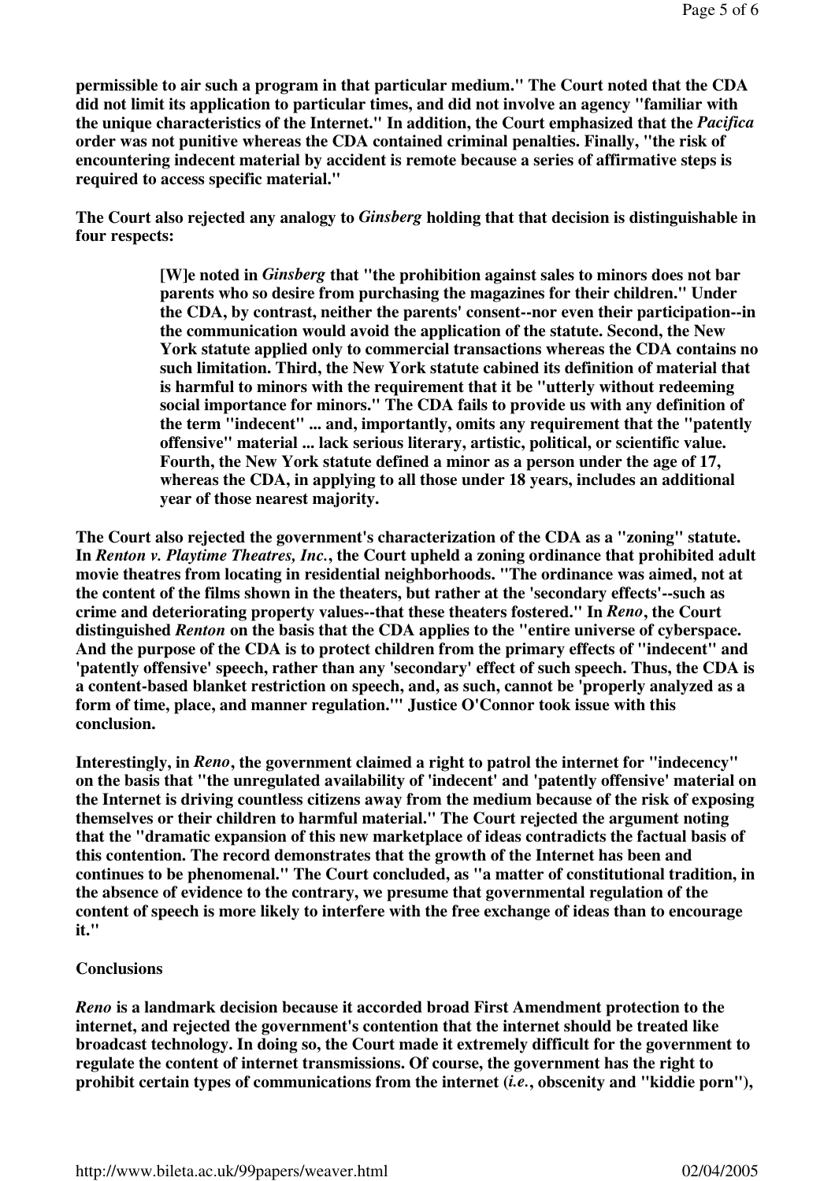**permissible to air such a program in that particular medium." The Court noted that the CDA did not limit its application to particular times, and did not involve an agency "familiar with the unique characteristics of the Internet." In addition, the Court emphasized that the *Pacifica* order was not punitive whereas the CDA contained criminal penalties. Finally, "the risk of encountering indecent material by accident is remote because a series of affirmative steps is required to access specific material."**

**The Court also rejected any analogy to *Ginsberg* holding that that decision is distinguishable in four respects:**

> **[W]e noted in *Ginsberg* that "the prohibition against sales to minors does not bar parents who so desire from purchasing the magazines for their children." Under the CDA, by contrast, neither the parents' consent--nor even their participation--in the communication would avoid the application of the statute. Second, the New York statute applied only to commercial transactions whereas the CDA contains no such limitation. Third, the New York statute cabined its definition of material that is harmful to minors with the requirement that it be "utterly without redeeming social importance for minors." The CDA fails to provide us with any definition of the term "indecent" ... and, importantly, omits any requirement that the "patently offensive" material ... lack serious literary, artistic, political, or scientific value. Fourth, the New York statute defined a minor as a person under the age of 17, whereas the CDA, in applying to all those under 18 years, includes an additional year of those nearest majority.**

**The Court also rejected the government's characterization of the CDA as a "zoning" statute. In *Renton v. Playtime Theatres, Inc.*, the Court upheld a zoning ordinance that prohibited adult movie theatres from locating in residential neighborhoods. "The ordinance was aimed, not at the content of the films shown in the theaters, but rather at the 'secondary effects'--such as crime and deteriorating property values--that these theaters fostered." In *Reno*, the Court distinguished *Renton* on the basis that the CDA applies to the "entire universe of cyberspace. And the purpose of the CDA is to protect children from the primary effects of "indecent" and 'patently offensive' speech, rather than any 'secondary' effect of such speech. Thus, the CDA is a content-based blanket restriction on speech, and, as such, cannot be 'properly analyzed as a form of time, place, and manner regulation.'" Justice O'Connor took issue with this conclusion.**

**Interestingly, in *Reno*, the government claimed a right to patrol the internet for "indecency" on the basis that "the unregulated availability of 'indecent' and 'patently offensive' material on the Internet is driving countless citizens away from the medium because of the risk of exposing themselves or their children to harmful material." The Court rejected the argument noting that the "dramatic expansion of this new marketplace of ideas contradicts the factual basis of this contention. The record demonstrates that the growth of the Internet has been and continues to be phenomenal." The Court concluded, as "a matter of constitutional tradition, in the absence of evidence to the contrary, we presume that governmental regulation of the content of speech is more likely to interfere with the free exchange of ideas than to encourage it."**

## Conclusions

***Reno* is a landmark decision because it accorded broad First Amendment protection to the internet, and rejected the government's contention that the internet should be treated like broadcast technology. In doing so, the Court made it extremely difficult for the government to regulate the content of internet transmissions. Of course, the government has the right to prohibit certain types of communications from the internet (*i.e.*, obscenity and "kiddie porn"),**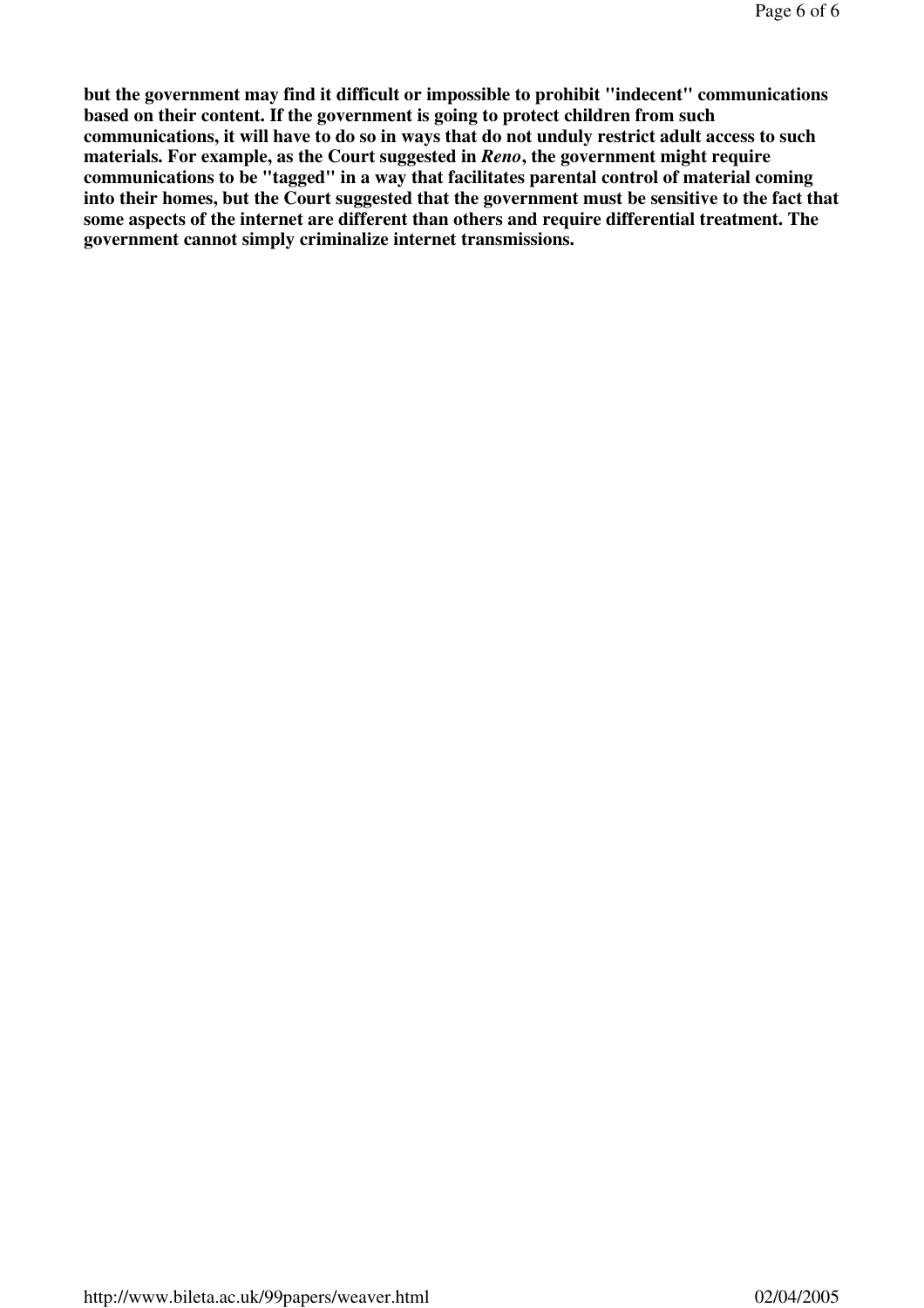**but the government may find it difficult or impossible to prohibit "indecent" communications based on their content. If the government is going to protect children from such communications, it will have to do so in ways that do not unduly restrict adult access to such materials. For example, as the Court suggested in *Reno*, the government might require communications to be "tagged" in a way that facilitates parental control of material coming into their homes, but the Court suggested that the government must be sensitive to the fact that some aspects of the internet are different than others and require differential treatment. The government cannot simply criminalize internet transmissions.**